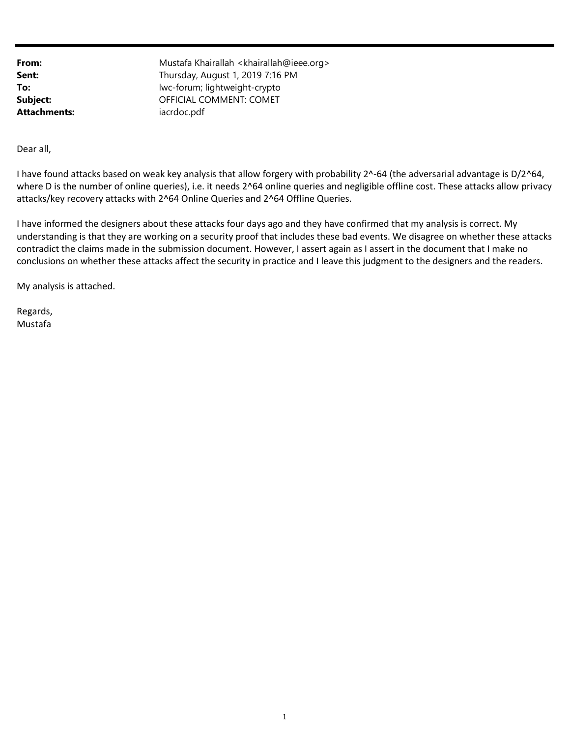**From:** Mustafa Khairallah <khairallah@ieee.org>
**Sent:** Thursday, August 1, 2019 7:16 PM
**To:** lwc-forum; lightweight-crypto
**Subject:** OFFICIAL COMMENT: COMET
**Attachments:** iacrdoc.pdf

Dear all,

I have found attacks based on weak key analysis that allow forgery with probability $2^{-64}$ (the adversarial advantage is $D/2^{64}$, where D is the number of online queries), i.e. it needs $2^{64}$ online queries and negligible offline cost. These attacks allow privacy attacks/key recovery attacks with $2^{64}$ Online Queries and $2^{64}$ Offline Queries.

I have informed the designers about these attacks four days ago and they have confirmed that my analysis is correct. My understanding is that they are working on a security proof that includes these bad events. We disagree on whether these attacks contradict the claims made in the submission document. However, I assert again as I assert in the document that I make no conclusions on whether these attacks affect the security in practice and I leave this judgment to the designers and the readers.

My analysis is attached.

Regards,
Mustafa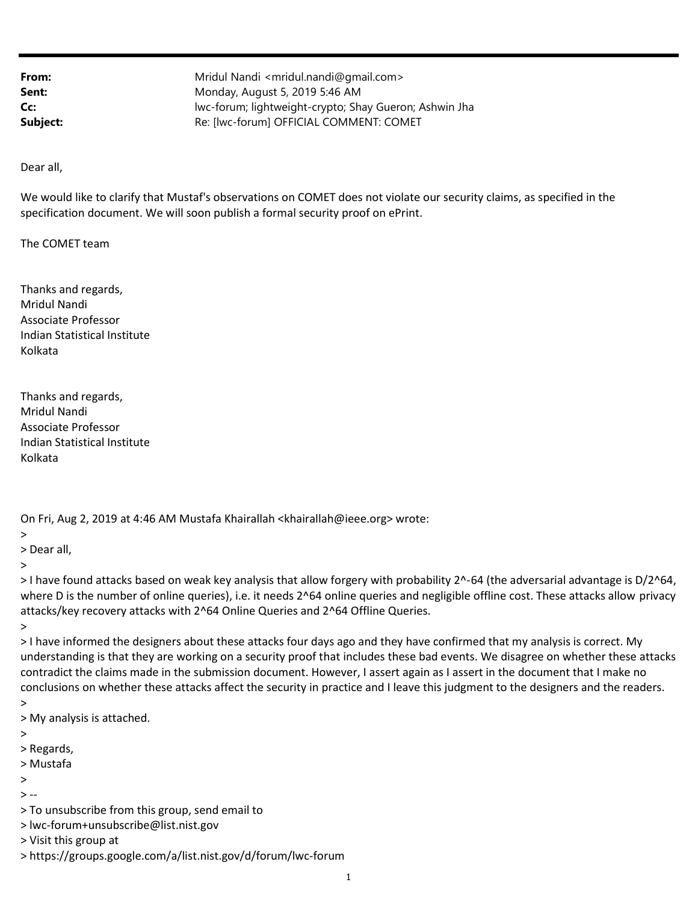**From:** Mridul Nandi <mridul.nandi@gmail.com>
**Sent:** Monday, August 5, 2019 5:46 AM
**Cc:** lwc-forum; lightweight-crypto; Shay Gueron; Ashwin Jha
**Subject:** Re: [lwc-forum] OFFICIAL COMMENT: COMET

Dear all,

We would like to clarify that Mustaf's observations on COMET does not violate our security claims, as specified in the specification document. We will soon publish a formal security proof on ePrint.

The COMET team

Thanks and regards,
Mridul Nandi
Associate Professor
Indian Statistical Institute
Kolkata

Thanks and regards,
Mridul Nandi
Associate Professor
Indian Statistical Institute
Kolkata

On Fri, Aug 2, 2019 at 4:46 AM Mustafa Khairallah <khairallah@ieee.org> wrote:

> 
> Dear all,
> 
> I have found attacks based on weak key analysis that allow forgery with probability $2^{-64}$ (the adversarial advantage is $D/2^{64}$, where D is the number of online queries), i.e. it needs $2^{64}$ online queries and negligible offline cost. These attacks allow privacy attacks/key recovery attacks with $2^{64}$ Online Queries and $2^{64}$ Offline Queries.
> 
> I have informed the designers about these attacks four days ago and they have confirmed that my analysis is correct. My understanding is that they are working on a security proof that includes these bad events. We disagree on whether these attacks contradict the claims made in the submission document. However, I assert again as I assert in the document that I make no conclusions on whether these attacks affect the security in practice and I leave this judgment to the designers and the readers.
> 
> My analysis is attached.
> 
> Regards,
> Mustafa
> 
> --
> To unsubscribe from this group, send email to
> lwc-forum+unsubscribe@list.nist.gov
> Visit this group at
> https://groups.google.com/a/list.nist.gov/d/forum/lwc-forum